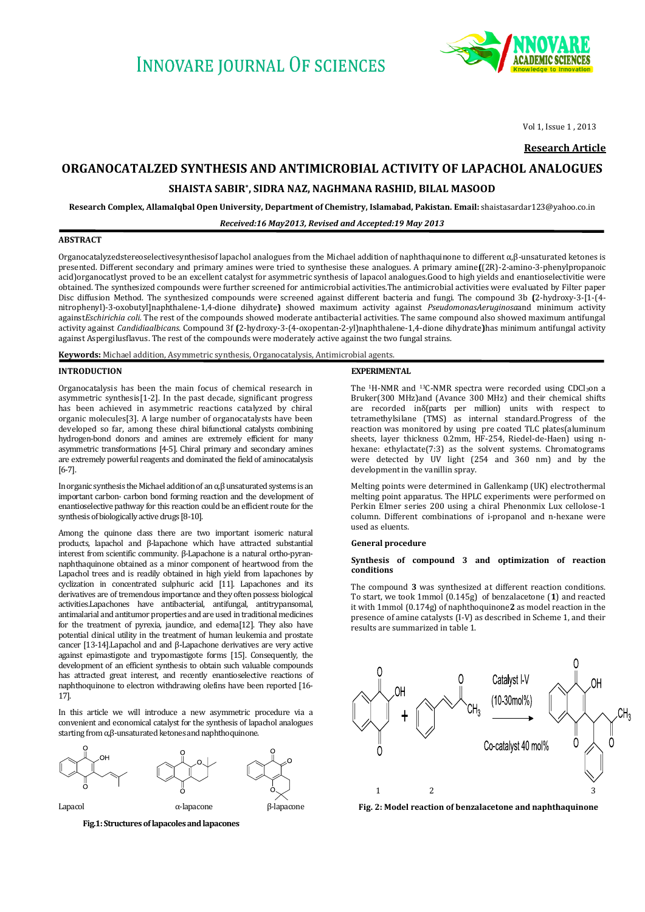# INNOVARE JOURNAL OF SCIENCES

**Research Article**

# ORGANOCATALZED SYNTHESIS AND ANTIMICROBIAL ACTIVITY OF LAPACHOL ANALOGUES

**SHAISTA SABIR*, SIDRA NAZ, NAGHMANA RASHID, BILAL MASOOD**

**Research Complex, AllamaIqbal Open University, Department of Chemistry, Islamabad, Pakistan. Email:** shaistasardar123@yahoo.co.in

***Received:16 May2013, Revised and Accepted:19 May 2013***

## ABSTRACT

Organocatalyzedstereoselectivesynthesisof lapachol analogues from the Michael addition of naphthaquinone to different α,β-unsaturated ketones is presented. Different secondary and primary amines were tried to synthesise these analogues. A primary amine **(**(2R)-2-amino-3-phenylpropanoic acid)organocatlyst proved to be an excellent catalyst for asymmetric synthesis of lapacol analogues.Good to high yields and enantioselectivitie were obtained. The synthesized compounds were further screened for antimicrobial activities.The antimicrobial activities were evaluated by Filter paper Disc diffusion Method. The synthesized compounds were screened against different bacteria and fungi. The compound 3b **(**2-hydroxy-3-[1-(4-nitrophenyl)-3-oxobutyl]naphthalene-1,4-dione dihydrate**)** showed maximum activity against *PseudomonasAeruginosa*and minimum activity against*Eschirichia coli.* The rest of the compounds showed moderate antibacterial activities. The same compound also showed maximum antifungal activity against *Candidiaalbicans.* Compound 3f **(**2-hydroxy-3-(4-oxopentan-2-yl)naphthalene-1,4-dione dihydrate**)**has minimum antifungal activity against Aspergilusflavus. The rest of the compounds were moderately active against the two fungal strains.

**Keywords:** Michael addition, Asymmetric synthesis, Organocatalysis, Antimicrobial agents.

## INTRODUCTION

Organocatalysis has been the main focus of chemical research in asymmetric synthesis[1-2]. In the past decade, significant progress has been achieved in asymmetric reactions catalyzed by chiral organic molecules[3]. A large number of organocatalysts have been developed so far, among these chiral bifunctional catalysts combining hydrogen-bond donors and amines are extremely efficient for many asymmetric transformations [4-5]. Chiral primary and secondary amines are extremely powerful reagents and dominated the field of aminocatalysis [6-7].

In organic synthesis the Michael addition of an α,β unsaturated systems is an important carbon- carbon bond forming reaction and the development of enantioselective pathway for this reaction could be an efficient route for the synthesis of biologically active drugs [8-10].

Among the quinone class there are two important isomeric natural products, lapachol and β-lapachone which have attracted substantial interest from scientific community. β-Lapachone is a natural ortho-pyran-naphthaquinone obtained as a minor component of heartwood from the Lapachol trees and is readily obtained in high yield from lapachones by cyclization in concentrated sulphuric acid [11]. Lapachones and its derivatives are of tremendous importance and they often possess biological activities.Lapachones have antibacterial, antifungal, antitrypansomal, antimalarial and antitumor properties and are used in traditional medicines for the treatment of pyrexia, jaundice, and edema[12]. They also have potential clinical utility in the treatment of human leukemia and prostate cancer [13-14].Lapachol and and β-Lapachone derivatives are very active against epimastigote and trypomastigote forms [15]. Consequently, the development of an efficient synthesis to obtain such valuable compounds has attracted great interest, and recently enantioselective reactions of naphthoquinone to electron withdrawing olefins have been reported [16-17].

In this article we will introduce a new asymmetric procedure via a convenient and economical catalyst for the synthesis of lapachol analogues starting from α,β-unsaturated ketones and naphthoquinone.

Lapacol α-lapacone β-lapacone

**Fig.1: Structures of lapacoles and lapacones**

## EXPERIMENTAL

The [1]H-NMR and [13]C-NMR spectra were recorded using $CDCl_3$on a Bruker(300 MHz)and (Avance 300 MHz) and their chemical shifts are recorded inδ(parts per million) units with respect to tetramethylsilane (TMS) as internal standard.Progress of the reaction was monitored by using pre coated TLC plates(aluminum sheets, layer thickness 0.2mm, HF-254, Riedel-de-Haen) using n-hexane: ethylactate(7:3) as the solvent systems. Chromatograms were detected by UV light (254 and 360 nm) and by the development in the vanillin spray.

Melting points were determined in Gallenkamp (UK) electrothermal melting point apparatus. The HPLC experiments were performed on Perkin Elmer series 200 using a chiral Phenonmix Lux cellolose-1 column. Different combinations of i-propanol and n-hexane were used as eluents.

### General procedure

### Synthesis of compound 3 and optimization of reaction conditions

The compound **3** was synthesized at different reaction conditions. To start, we took 1mmol (0.145g) of benzalacetone (**1**) and reacted it with 1mmol (0.174g) of naphthoquinone**2** as model reaction in the presence of amine catalysts (I-V) as described in Scheme 1, and their results are summarized in table 1.

Catalyst I-V (10-30mol%)

Co-catalyst 40 mol%

1 2 3

**Fig. 2: Model reaction of benzalacetone and naphthaquinone**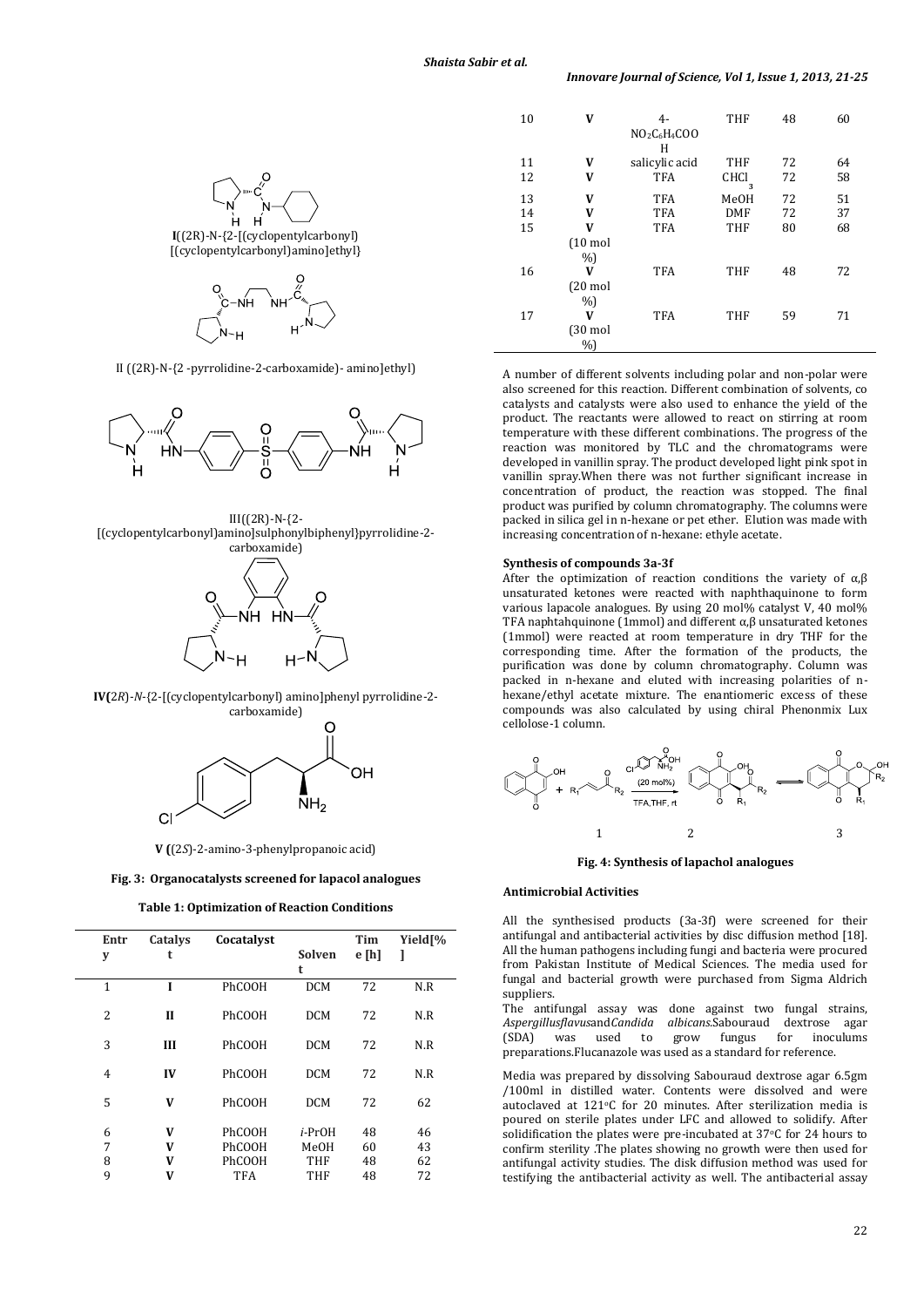I((2R)-N-{2-[(cyclopentylcarbonyl)[(cyclopentylcarbonyl)amino]ethyl}

II ((2R)-N-{2 -pyrrolidine-2-carboxamide)- amino]ethyl)

III((2R)-N-{2-[(cyclopentylcarbonyl)amino]sulphonylbiphenyl}pyrrolidine-2-carboxamide)

**IV(**2*R*)-*N*-{2-[(cyclopentylcarbonyl) amino]phenyl pyrrolidine-2-carboxamide)

**V (**(2*S*)-2-amino-3-phenylpropanoic acid)

**Fig. 3: Organocatalysts screened for lapacol analogues**

**Table 1: Optimization of Reaction Conditions**

| Entry | Catalyst | Cocatalyst | Solvent | Time [h] | Yield[%] |
|---|---|---|---|---|---|
| 1 | **I** | PhCOOH | DCM | 72 | N.R |
| 2 | **II** | PhCOOH | DCM | 72 | N.R |
| 3 | **III** | PhCOOH | DCM | 72 | N.R |
| 4 | **IV** | PhCOOH | DCM | 72 | N.R |
| 5 | **V** | PhCOOH | DCM | 72 | 62 |
| 6 | **V** | PhCOOH | *i*-PrOH | 48 | 46 |
| 7 | **V** | PhCOOH | MeOH | 60 | 43 |
| 8 | **V** | PhCOOH | THF | 48 | 62 |
| 9 | **V** | TFA | THF | 48 | 72 |
| 10 | **V** | 4-$NO_2C_6H_4COOH$ | THF | 48 | 60 |
| 11 | **V** | salicylic acid | THF | 72 | 64 |
| 12 | **V** | TFA | $CHCl_3$ | 72 | 58 |
| 13 | **V** | TFA | MeOH | 72 | 51 |
| 14 | **V** | TFA | DMF | 72 | 37 |
| 15 | **V** (10 mol %) | TFA | THF | 80 | 68 |
| 16 | **V** (20 mol %) | TFA | THF | 48 | 72 |
| 17 | **V** (30 mol %) | TFA | THF | 59 | 71 |

A number of different solvents including polar and non-polar were also screened for this reaction. Different combination of solvents, co catalysts and catalysts were also used to enhance the yield of the product. The reactants were allowed to react on stirring at room temperature with these different combinations. The progress of the reaction was monitored by TLC and the chromatograms were developed in vanillin spray. The product developed light pink spot in vanillin spray.When there was not further significant increase in concentration of product, the reaction was stopped. The final product was purified by column chromatography. The columns were packed in silica gel in n-hexane or pet ether. Elution was made with increasing concentration of n-hexane: ethyle acetate.

#### Synthesis of compounds 3a-3f

After the optimization of reaction conditions the variety of α,β unsaturated ketones were reacted with naphthaquinone to form various lapacole analogues. By using 20 mol% catalyst V, 40 mol% TFA naphtahquinone (1mmol) and different α,β unsaturated ketones (1mmol) were reacted at room temperature in dry THF for the corresponding time. After the formation of the products, the purification was done by column chromatography. Column was packed in n-hexane and eluted with increasing polarities of n-hexane/ethyl acetate mixture. The enantiomeric excess of these compounds was also calculated by using chiral Phenonmix Lux cellolose-1 column.

**Fig. 4: Synthesis of lapachol analogues**

#### Antimicrobial Activities

All the synthesised products (3a-3f) were screened for their antifungal and antibacterial activities by disc diffusion method [18]. All the human pathogens including fungi and bacteria were procured from Pakistan Institute of Medical Sciences. The media used for fungal and bacterial growth were purchased from Sigma Aldrich suppliers.

The antifungal assay was done against two fungal strains, *Aspergillusflavus*and*Candida albicans.*Sabouraud dextrose agar (SDA) was used to grow fungus for inoculums preparations.Flucanazole was used as a standard for reference.

Media was prepared by dissolving Sabouraud dextrose agar 6.5gm /100ml in distilled water. Contents were dissolved and were autoclaved at 121°C for 20 minutes. After sterilization media is poured on sterile plates under LFC and allowed to solidify. After solidification the plates were pre-incubated at 37°C for 24 hours to confirm sterility .The plates showing no growth were then used for antifungal activity studies. The disk diffusion method was used for testifying the antibacterial activity as well. The antibacterial assay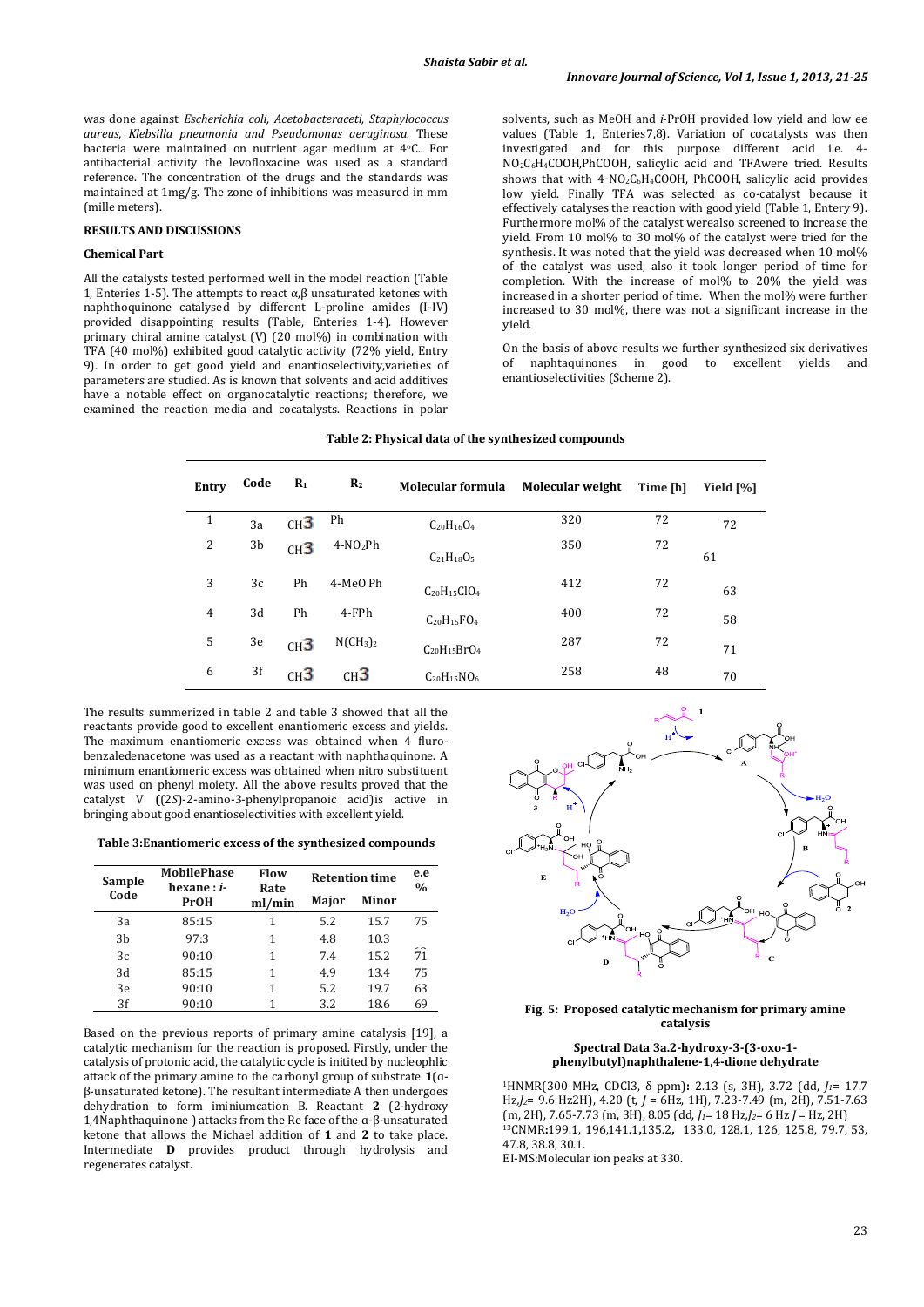was done against *Escherichia coli, Acetobacteraceti, Staphylococcus aureus, Klebsilla pneumonia and Pseudomonas aeruginosa.* These bacteria were maintained on nutrient agar medium at 4°C.. For antibacterial activity the levofloxacine was used as a standard reference. The concentration of the drugs and the standards was maintained at 1mg/g. The zone of inhibitions was measured in mm (mille meters).

## RESULTS AND DISCUSSIONS

### Chemical Part

All the catalysts tested performed well in the model reaction (Table 1, Enteries 1-5). The attempts to react α,β unsaturated ketones with naphthoquinone catalysed by different L-proline amides (I-IV) provided disappointing results (Table, Enteries 1-4). However primary chiral amine catalyst (V) (20 mol%) in combination with TFA (40 mol%) exhibited good catalytic activity (72% yield, Entry 9). In order to get good yield and enantioselectivity,varieties of parameters are studied. As is known that solvents and acid additives have a notable effect on organocatalytic reactions; therefore, we examined the reaction media and cocatalysts. Reactions in polar solvents, such as MeOH and *i*-PrOH provided low yield and low ee values (Table 1, Enteries7,8). Variation of cocatalysts was then investigated and for this purpose different acid i.e. 4-$NO_2C_6H_4COOH$,PhCOOH, salicylic acid and TFAwere tried. Results shows that with 4-$NO_2C_6H_4COOH$, PhCOOH, salicylic acid provides low yield. Finally TFA was selected as co-catalyst because it effectively catalyses the reaction with good yield (Table 1, Entery 9). Furthermore mol% of the catalyst werealso screened to increase the yield. From 10 mol% to 30 mol% of the catalyst were tried for the synthesis. It was noted that the yield was decreased when 10 mol% of the catalyst was used, also it took longer period of time for completion. With the increase of mol% to 20% the yield was increased in a shorter period of time. When the mol% were further increased to 30 mol%, there was not a significant increase in the yield.

On the basis of above results we further synthesized six derivatives of naphtaquinones in good to excellent yields and enantioselectivities (Scheme 2).

**Table 2: Physical data of the synthesized compounds**

| Entry | Code | $R_1$ | $R_2$ | Molecular formula | Molecular weight | Time [h] | Yield [%] |
|---|---|---|---|---|---|---|---|
| 1 | 3a | $CH_3$ | Ph | $C_{20}H_{16}O_4$ | 320 | 72 | 72 |
| 2 | 3b | $CH_3$ | 4-$NO_2$Ph | $C_{21}H_{18}O_5$ | 350 | 72 | 61 |
| 3 | 3c | Ph | 4-MeO Ph | $C_{20}H_{15}ClO_4$ | 412 | 72 | 63 |
| 4 | 3d | Ph | 4-FPh | $C_{20}H_{15}FO_4$ | 400 | 72 | 58 |
| 5 | 3e | $CH_3$ | $N(CH_3)_2$ | $C_{20}H_{15}BrO_4$ | 287 | 72 | 71 |
| 6 | 3f | $CH_3$ | $CH_3$ | $C_{20}H_{15}NO_6$ | 258 | 48 | 70 |

The results summerized in table 2 and table 3 showed that all the reactants provide good to excellent enantiomeric excess and yields. The maximum enantiomeric excess was obtained when 4 fluro-benzaledenacetone was used as a reactant with naphthaquinone. A minimum enantiomeric excess was obtained when nitro substituent was used on phenyl moiety. All the above results proved that the catalyst V **(**(2*S*)-2-amino-3-phenylpropanoic acid)is active in bringing about good enantioselectivities with excellent yield.

**Table 3:Enantiomeric excess of the synthesized compounds**

| Sample Code | MobilePhase hexane : *i*-PrOH | Flow Rate ml/min | Retention time | | e.e % |
|---|---|---|---|---|---|
| | | | Major | Minor | |
| 3a | 85:15 | 1 | 5.2 | 15.7 | 75 |
| 3b | 97:3 | 1 | 4.8 | 10.3 | |
| 3c | 90:10 | 1 | 7.4 | 15.2 | 71 |
| 3d | 85:15 | 1 | 4.9 | 13.4 | 75 |
| 3e | 90:10 | 1 | 5.2 | 19.7 | 63 |
| 3f | 90:10 | 1 | 3.2 | 18.6 | 69 |

Based on the previous reports of primary amine catalysis [19], a catalytic mechanism for the reaction is proposed. Firstly, under the catalysis of protonic acid, the catalytic cycle is initited by nucleophilic attack of the primary amine to the carbonyl group of substrate **1**(α-β-unsaturated ketone). The resultant intermediate A then undergoes dehydration to form iminiumcation B. Reactant **2** (2-hydroxy 1,4Naphthaquinone ) attacks from the Re face of the α-β-unsaturated ketone that allows the Michael addition of **1** and **2** to take place. Intermediate **D** provides product through hydrolysis and regenerates catalyst.

**Fig. 5: Proposed catalytic mechanism for primary amine catalysis**

**Spectral Data 3a.2-hydroxy-3-(3-oxo-1-phenylbutyl)naphthalene-1,4-dione dehydrate**

$^1$HNMR(300 MHz, CDCl3, δ ppm)**:** 2.13 (s, 3H), 3.72 (dd, $J_1$= 17.7 Hz,$J_2$= 9.6 Hz2H), 4.20 (t, *J* = 6Hz, 1H), 7.23-7.49 (m, 2H), 7.51-7.63 (m, 2H), 7.65-7.73 (m, 3H), 8.05 (dd, $J_1$= 18 Hz,$J_2$= 6 Hz *J* = Hz, 2H)
$^{13}$CNMR**:**199.1, 196,141.1**,**135.2**,** 133.0, 128.1, 126, 125.8, 79.7, 53, 47.8, 38.8, 30.1.
EI-MS:Molecular ion peaks at 330.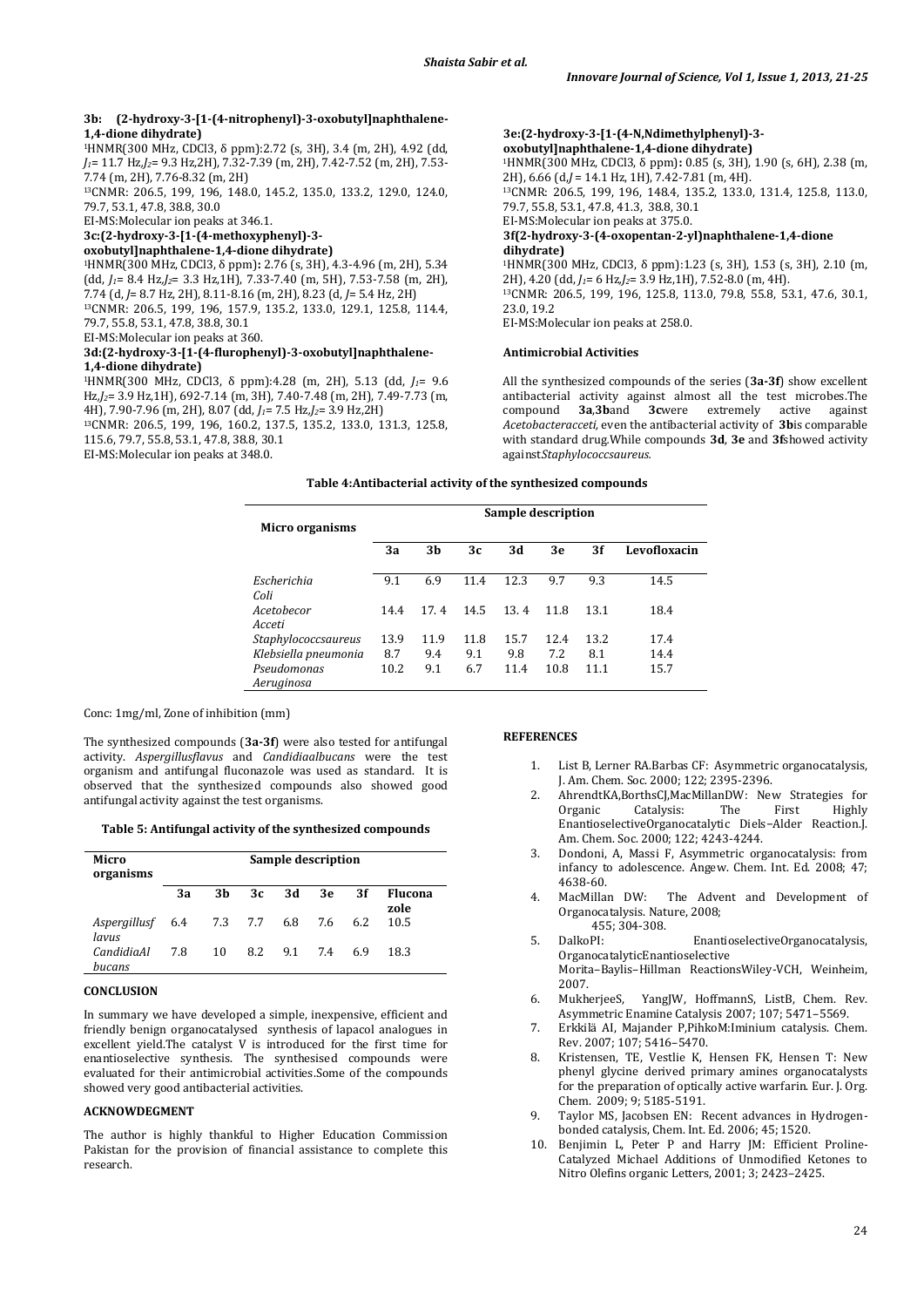**3b: (2-hydroxy-3-[1-(4-nitrophenyl)-3-oxobutyl]naphthalene-1,4-dione dihydrate)**

[1]HNMR(300 MHz, CDCl3, δ ppm):2.72 (s, 3H), 3.4 (m, 2H), 4.92 (dd, $J_1$= 11.7 Hz,$J_2$= 9.3 Hz,2H), 7.32-7.39 (m, 2H), 7.42-7.52 (m, 2H), 7.53-7.74 (m, 2H), 7.76-8.32 (m, 2H)

[13]CNMR: 206.5, 199, 196, 148.0, 145.2, 135.0, 133.2, 129.0, 124.0, 79.7, 53.1, 47.8, 38.8, 30.0

EI-MS:Molecular ion peaks at 346.1.

**3c:(2-hydroxy-3-[1-(4-methoxyphenyl)-3-oxobutyl]naphthalene-1,4-dione dihydrate)**

[1]HNMR(300 MHz, CDCl3, δ ppm)**:** 2.76 (s, 3H), 4.3-4.96 (m, 2H), 5.34 (dd, $J_1$= 8.4 Hz,$J_2$= 3.3 Hz,1H), 7.33-7.40 (m, 5H), 7.53-7.58 (m, 2H), 7.74 (d, $J$= 8.7 Hz, 2H), 8.11-8.16 (m, 2H), 8.23 (d, $J$= 5.4 Hz, 2H)

[13]CNMR: 206.5, 199, 196, 157.9, 135.2, 133.0, 129.1, 125.8, 114.4, 79.7, 55.8, 53.1, 47.8, 38.8, 30.1

EI-MS:Molecular ion peaks at 360.

**3d:(2-hydroxy-3-[1-(4-flurophenyl)-3-oxobutyl]naphthalene-1,4-dione dihydrate)**

[1]HNMR(300 MHz, CDCl3, δ ppm):4.28 (m, 2H), 5.13 (dd, $J_1$= 9.6 Hz,$J_2$= 3.9 Hz,1H), 692-7.14 (m, 3H), 7.40-7.48 (m, 2H), 7.49-7.73 (m, 4H), 7.90-7.96 (m, 2H), 8.07 (dd, $J_1$= 7.5 Hz,$J_2$= 3.9 Hz,2H)

[13]CNMR: 206.5, 199, 196, 160.2, 137.5, 135.2, 133.0, 131.3, 125.8, 115.6, 79.7, 55.8, 53.1, 47.8, 38.8, 30.1

EI-MS:Molecular ion peaks at 348.0.

**3e:(2-hydroxy-3-[1-(4-N,Ndimethylphenyl)-3-oxobutyl]naphthalene-1,4-dione dihydrate)**

[1]HNMR(300 MHz, CDCl3, δ ppm)**:** 0.85 (s, 3H), 1.90 (s, 6H), 2.38 (m, 2H), 6.66 (d,$J$ = 14.1 Hz, 1H), 7.42-7.81 (m, 4H).

[13]CNMR: 206.5, 199, 196, 148.4, 135.2, 133.0, 131.4, 125.8, 113.0, 79.7, 55.8, 53.1, 47.8, 41.3, 38.8, 30.1

EI-MS:Molecular ion peaks at 375.0.

**3f(2-hydroxy-3-(4-oxopentan-2-yl)naphthalene-1,4-dione dihydrate)**

[1]HNMR(300 MHz, CDCl3, δ ppm):1.23 (s, 3H), 1.53 (s, 3H), 2.10 (m, 2H), 4.20 (dd, $J_1$= 6 Hz,$J_2$= 3.9 Hz,1H), 7.52-8.0 (m, 4H).

[13]CNMR: 206.5, 199, 196, 125.8, 113.0, 79.8, 55.8, 53.1, 47.6, 30.1, 23.0, 19.2

EI-MS:Molecular ion peaks at 258.0.

**Antimicrobial Activities**

All the synthesized compounds of the series (**3a-3f**) show excellent antibacterial activity against almost all the test microbes.The compound **3a**,**3b**and **3c**were extremely active against *Acetobacteracceti*, even the antibacterial activity of **3b**is comparable with standard drug.While compounds **3d**, **3e** and **3f**showed activity against*Staphylococcsaureus*.

**Table 4:Antibacterial activity of the synthesized compounds**

| Micro organisms | Sample description | | | | | | |
|---|---|---|---|---|---|---|---|
| | **3a** | **3b** | **3c** | **3d** | **3e** | **3f** | **Levofloxacin** |
| *Escherichia Coli* | 9.1 | 6.9 | 11.4 | 12.3 | 9.7 | 9.3 | 14.5 |
| *Acetobecor Acceti* | 14.4 | 17. 4 | 14.5 | 13. 4 | 11.8 | 13.1 | 18.4 |
| *Staphylococcsaureus* | 13.9 | 11.9 | 11.8 | 15.7 | 12.4 | 13.2 | 17.4 |
| *Klebsiella pneumonia* | 8.7 | 9.4 | 9.1 | 9.8 | 7.2 | 8.1 | 14.4 |
| *Pseudomonas Aeruginosa* | 10.2 | 9.1 | 6.7 | 11.4 | 10.8 | 11.1 | 15.7 |

Conc: 1mg/ml, Zone of inhibition (mm)

The synthesized compounds (**3a-3f**) were also tested for antifungal activity. *Aspergillusflavus* and *Candidiaalbucans* were the test organism and antifungal fluconazole was used as standard. It is observed that the synthesized compounds also showed good antifungal activity against the test organisms.

**Table 5: Antifungal activity of the synthesized compounds**

| Micro organisms | Sample description | | | | | | |
|---|---|---|---|---|---|---|---|
| | **3a** | **3b** | **3c** | **3d** | **3e** | **3f** | **Fluconazole** |
| *Aspergillusflavus* | 6.4 | 7.3 | 7.7 | 6.8 | 7.6 | 6.2 | 10.5 |
| *CandidiaAlbucans* | 7.8 | 10 | 8.2 | 9.1 | 7.4 | 6.9 | 18.3 |

## CONCLUSION

In summary we have developed a simple, inexpensive, efficient and friendly benign organocatalysed synthesis of lapacol analogues in excellent yield.The catalyst V is introduced for the first time for enantioselective synthesis. The synthesised compounds were evaluated for their antimicrobial activities.Some of the compounds showed very good antibacterial activities.

## ACKNOWDEGMENT

The author is highly thankful to Higher Education Commission Pakistan for the provision of financial assistance to complete this research.

## REFERENCES

1. List B, Lerner RA.Barbas CF: Asymmetric organocatalysis, J. Am. Chem. Soc. 2000; 122; 2395-2396.
2. AhrendtKA,BorthsCJ,MacMillanDW: New Strategies for Organic Catalysis: The First Highly EnantioselectiveOrganocatalytic Diels−Alder Reaction.J. Am. Chem. Soc. 2000; 122; 4243-4244.
3. Dondoni, A, Massi F, Asymmetric organocatalysis: from infancy to adolescence. Angew. Chem. Int. Ed. 2008; 47; 4638-60.
4. MacMillan DW: The Advent and Development of Organocatalysis. Nature, 2008; 455; 304-308.
5. DalkoPI: EnantioselectiveOrganocatalysis, OrganocatalyticEnantioselective Morita–Baylis–Hillman ReactionsWiley-VCH, Weinheim, 2007.
6. MukherjeeS, YangJW, HoffmannS, ListB, Chem. Rev. Asymmetric Enamine Catalysis 2007; 107; 5471–5569.
7. Erkkilä AI, Majander P,PihkoM:Iminium catalysis. Chem. Rev. 2007; 107; 5416–5470.
8. Kristensen, TE, Vestlie K, Hensen FK, Hensen T: New phenyl glycine derived primary amines organocatalysts for the preparation of optically active warfarin. Eur. J. Org. Chem. 2009; 9; 5185-5191.
9. Taylor MS, Jacobsen EN: Recent advances in Hydrogen-bonded catalysis, Chem. Int. Ed. 2006; 45; 1520.
10. Benjimin L, Peter P and Harry JM: Efficient Proline-Catalyzed Michael Additions of Unmodified Ketones to Nitro Olefins organic Letters, 2001; 3; 2423–2425.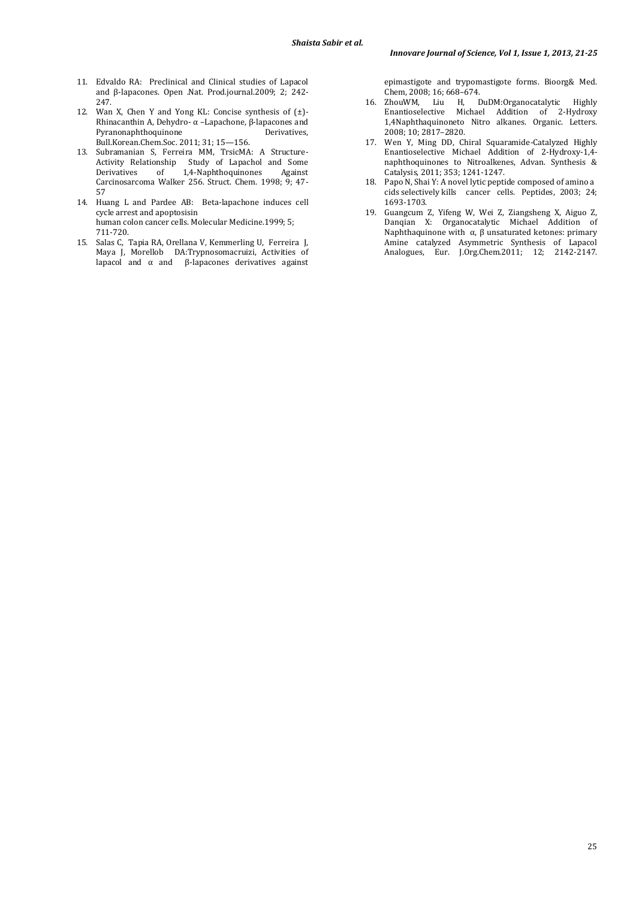11. Edvaldo RA: Preclinical and Clinical studies of Lapacol and β-lapacones. Open .Nat. Prod.journal.2009; 2; 242-247.
12. Wan X, Chen Y and Yong KL: Concise synthesis of (±)-Rhinacanthin A, Dehydro- α –Lapachone, β-lapacones and Pyranonaphthoquinone Derivatives, Bull.Korean.Chem.Soc. 2011; 31; 15—156.
13. Subramanian S, Ferreira MM, TrsicMA: A Structure-Activity Relationship Study of Lapachol and Some Derivatives of 1,4-Naphthoquinones Against Carcinosarcoma Walker 256. Struct. Chem. 1998; 9; 47-57
14. Huang L and Pardee AB: Beta-lapachone induces cell cycle arrest and apoptosisin human colon cancer cells. Molecular Medicine.1999; 5; 711-720.
15. Salas C, Tapia RA, Orellana V, Kemmerling U, Ferreira J, Maya J, Morellob DA:Trypnosomacruizi, Activities of lapacol and α and β-lapacones derivatives against epimastigote and trypomastigote forms. Bioorg& Med. Chem, 2008; 16; 668–674.
16. ZhouWM, Liu H, DuDM:Organocatalytic Highly Enantioselective Michael Addition of 2-Hydroxy 1,4Naphthaquinoneto Nitro alkanes. Organic. Letters. 2008; 10; 2817–2820.
17. Wen Y, Ming DD, Chiral Squaramide-Catalyzed Highly Enantioselective Michael Addition of 2-Hydroxy-1,4-naphthoquinones to Nitroalkenes, Advan. Synthesis & Catalysis, 2011; 353; 1241-1247.
18. Papo N, Shai Y: A novel lytic peptide composed of amino acids selectively kills cancer cells. Peptides, 2003; 24; 1693-1703.
19. Guangcum Z, Yifeng W, Wei Z, Ziangsheng X, Aiguo Z, Danqian X: Organocatalytic Michael Addition of Naphthaquinone with α, β unsaturated ketones: primary Amine catalyzed Asymmetric Synthesis of Lapacol Analogues, Eur. J.Org.Chem.2011; 12; 2142-2147.